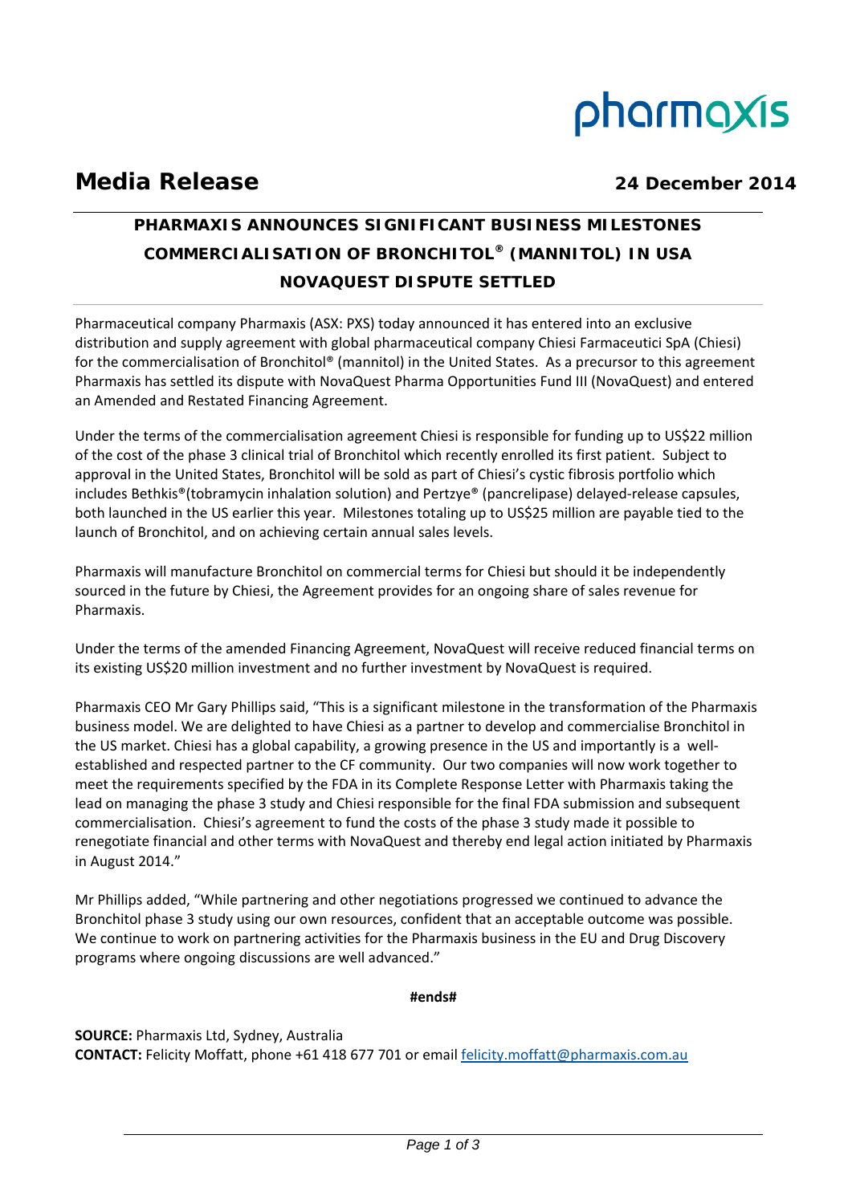pharmaxis

**Media Release** **24 December 2014**

# PHARMAXIS ANNOUNCES SIGNIFICANT BUSINESS MILESTONES
# COMMERCIALISATION OF BRONCHITOL® (MANNITOL) IN USA
# NOVAQUEST DISPUTE SETTLED

Pharmaceutical company Pharmaxis (ASX: PXS) today announced it has entered into an exclusive distribution and supply agreement with global pharmaceutical company Chiesi Farmaceutici SpA (Chiesi) for the commercialisation of Bronchitol® (mannitol) in the United States. As a precursor to this agreement Pharmaxis has settled its dispute with NovaQuest Pharma Opportunities Fund III (NovaQuest) and entered an Amended and Restated Financing Agreement.

Under the terms of the commercialisation agreement Chiesi is responsible for funding up to US$22 million of the cost of the phase 3 clinical trial of Bronchitol which recently enrolled its first patient. Subject to approval in the United States, Bronchitol will be sold as part of Chiesi's cystic fibrosis portfolio which includes Bethkis®(tobramycin inhalation solution) and Pertzye® (pancrelipase) delayed-release capsules, both launched in the US earlier this year. Milestones totaling up to US$25 million are payable tied to the launch of Bronchitol, and on achieving certain annual sales levels.

Pharmaxis will manufacture Bronchitol on commercial terms for Chiesi but should it be independently sourced in the future by Chiesi, the Agreement provides for an ongoing share of sales revenue for Pharmaxis.

Under the terms of the amended Financing Agreement, NovaQuest will receive reduced financial terms on its existing US$20 million investment and no further investment by NovaQuest is required.

Pharmaxis CEO Mr Gary Phillips said, "This is a significant milestone in the transformation of the Pharmaxis business model. We are delighted to have Chiesi as a partner to develop and commercialise Bronchitol in the US market. Chiesi has a global capability, a growing presence in the US and importantly is a well-established and respected partner to the CF community. Our two companies will now work together to meet the requirements specified by the FDA in its Complete Response Letter with Pharmaxis taking the lead on managing the phase 3 study and Chiesi responsible for the final FDA submission and subsequent commercialisation. Chiesi's agreement to fund the costs of the phase 3 study made it possible to renegotiate financial and other terms with NovaQuest and thereby end legal action initiated by Pharmaxis in August 2014."

Mr Phillips added, "While partnering and other negotiations progressed we continued to advance the Bronchitol phase 3 study using our own resources, confident that an acceptable outcome was possible. We continue to work on partnering activities for the Pharmaxis business in the EU and Drug Discovery programs where ongoing discussions are well advanced."

**#ends#**

**SOURCE:** Pharmaxis Ltd, Sydney, Australia
**CONTACT:** Felicity Moffatt, phone +61 418 677 701 or email felicity.moffatt@pharmaxis.com.au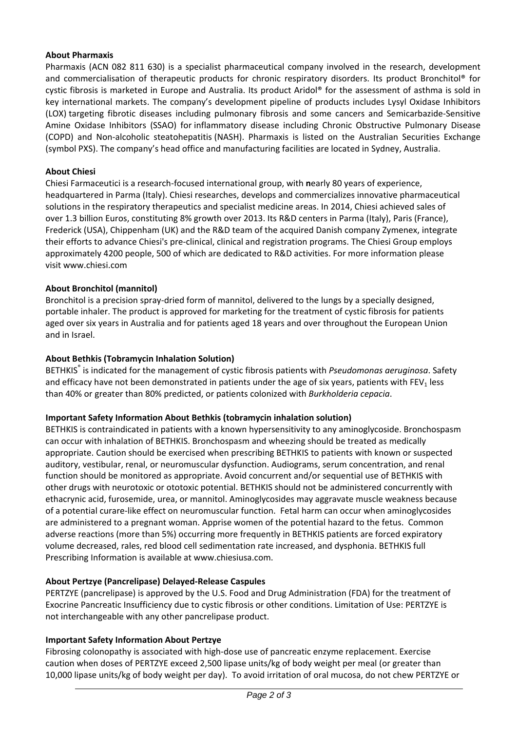**About Pharmaxis**

Pharmaxis (ACN 082 811 630) is a specialist pharmaceutical company involved in the research, development and commercialisation of therapeutic products for chronic respiratory disorders. Its product Bronchitol® for cystic fibrosis is marketed in Europe and Australia. Its product Aridol® for the assessment of asthma is sold in key international markets. The company's development pipeline of products includes Lysyl Oxidase Inhibitors (LOX) targeting fibrotic diseases including pulmonary fibrosis and some cancers and Semicarbazide-Sensitive Amine Oxidase Inhibitors (SSAO) for inflammatory disease including Chronic Obstructive Pulmonary Disease (COPD) and Non-alcoholic steatohepatitis (NASH). Pharmaxis is listed on the Australian Securities Exchange (symbol PXS). The company's head office and manufacturing facilities are located in Sydney, Australia.

**About Chiesi**

Chiesi Farmaceutici is a research-focused international group, with **n**early 80 years of experience, headquartered in Parma (Italy). Chiesi researches, develops and commercializes innovative pharmaceutical solutions in the respiratory therapeutics and specialist medicine areas. In 2014, Chiesi achieved sales of over 1.3 billion Euros, constituting 8% growth over 2013. Its R&D centers in Parma (Italy), Paris (France), Frederick (USA), Chippenham (UK) and the R&D team of the acquired Danish company Zymenex, integrate their efforts to advance Chiesi's pre-clinical, clinical and registration programs. The Chiesi Group employs approximately 4200 people, 500 of which are dedicated to R&D activities. For more information please visit www.chiesi.com

**About Bronchitol (mannitol)**

Bronchitol is a precision spray-dried form of mannitol, delivered to the lungs by a specially designed, portable inhaler. The product is approved for marketing for the treatment of cystic fibrosis for patients aged over six years in Australia and for patients aged 18 years and over throughout the European Union and in Israel.

**About Bethkis (Tobramycin Inhalation Solution)**

BETHKIS® is indicated for the management of cystic fibrosis patients with *Pseudomonas aeruginosa*. Safety and efficacy have not been demonstrated in patients under the age of six years, patients with $FEV_1$ less than 40% or greater than 80% predicted, or patients colonized with *Burkholderia cepacia*.

**Important Safety Information About Bethkis (tobramycin inhalation solution)**

BETHKIS is contraindicated in patients with a known hypersensitivity to any aminoglycoside. Bronchospasm can occur with inhalation of BETHKIS. Bronchospasm and wheezing should be treated as medically appropriate. Caution should be exercised when prescribing BETHKIS to patients with known or suspected auditory, vestibular, renal, or neuromuscular dysfunction. Audiograms, serum concentration, and renal function should be monitored as appropriate. Avoid concurrent and/or sequential use of BETHKIS with other drugs with neurotoxic or ototoxic potential. BETHKIS should not be administered concurrently with ethacrynic acid, furosemide, urea, or mannitol. Aminoglycosides may aggravate muscle weakness because of a potential curare-like effect on neuromuscular function. Fetal harm can occur when aminoglycosides are administered to a pregnant woman. Apprise women of the potential hazard to the fetus. Common adverse reactions (more than 5%) occurring more frequently in BETHKIS patients are forced expiratory volume decreased, rales, red blood cell sedimentation rate increased, and dysphonia. BETHKIS full Prescribing Information is available at www.chiesiusa.com.

**About Pertzye (Pancrelipase) Delayed-Release Caspules**

PERTZYE (pancrelipase) is approved by the U.S. Food and Drug Administration (FDA) for the treatment of Exocrine Pancreatic Insufficiency due to cystic fibrosis or other conditions. Limitation of Use: PERTZYE is not interchangeable with any other pancrelipase product.

**Important Safety Information About Pertzye**

Fibrosing colonopathy is associated with high-dose use of pancreatic enzyme replacement. Exercise caution when doses of PERTZYE exceed 2,500 lipase units/kg of body weight per meal (or greater than 10,000 lipase units/kg of body weight per day). To avoid irritation of oral mucosa, do not chew PERTZYE or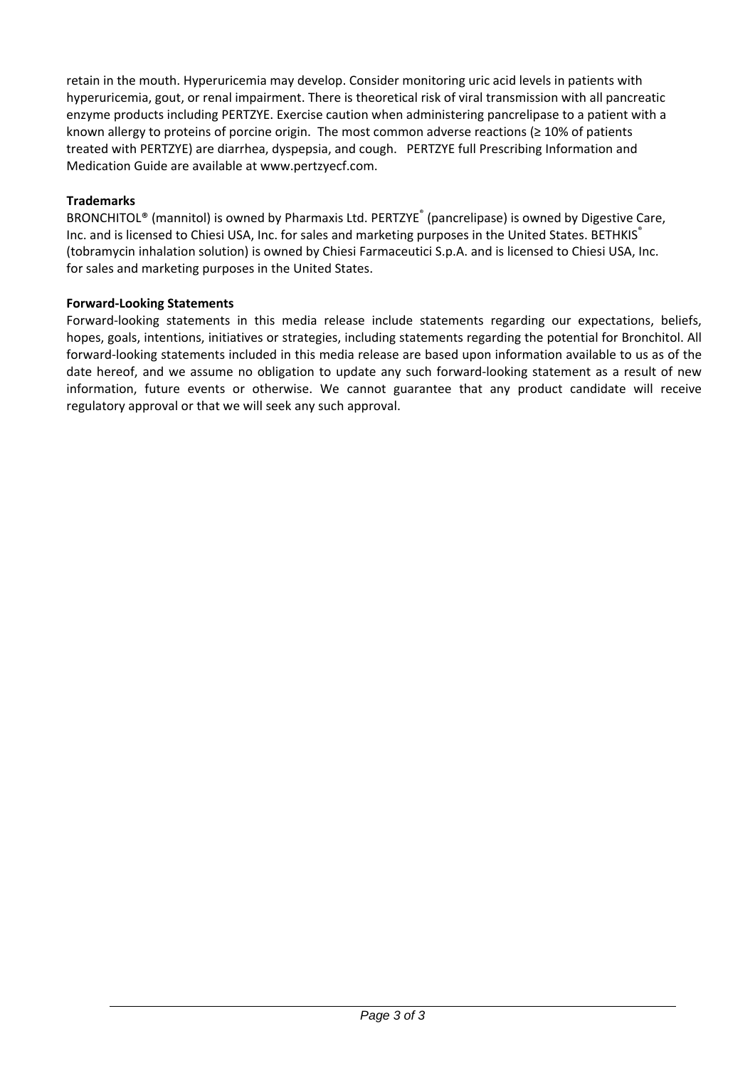retain in the mouth. Hyperuricemia may develop. Consider monitoring uric acid levels in patients with hyperuricemia, gout, or renal impairment. There is theoretical risk of viral transmission with all pancreatic enzyme products including PERTZYE. Exercise caution when administering pancrelipase to a patient with a known allergy to proteins of porcine origin. The most common adverse reactions (≥ 10% of patients treated with PERTZYE) are diarrhea, dyspepsia, and cough. PERTZYE full Prescribing Information and Medication Guide are available at www.pertzyecf.com.

**Trademarks**

BRONCHITOL® (mannitol) is owned by Pharmaxis Ltd. PERTZYE® (pancrelipase) is owned by Digestive Care, Inc. and is licensed to Chiesi USA, Inc. for sales and marketing purposes in the United States. BETHKIS® (tobramycin inhalation solution) is owned by Chiesi Farmaceutici S.p.A. and is licensed to Chiesi USA, Inc. for sales and marketing purposes in the United States.

**Forward-Looking Statements**

Forward-looking statements in this media release include statements regarding our expectations, beliefs, hopes, goals, intentions, initiatives or strategies, including statements regarding the potential for Bronchitol. All forward-looking statements included in this media release are based upon information available to us as of the date hereof, and we assume no obligation to update any such forward-looking statement as a result of new information, future events or otherwise. We cannot guarantee that any product candidate will receive regulatory approval or that we will seek any such approval.